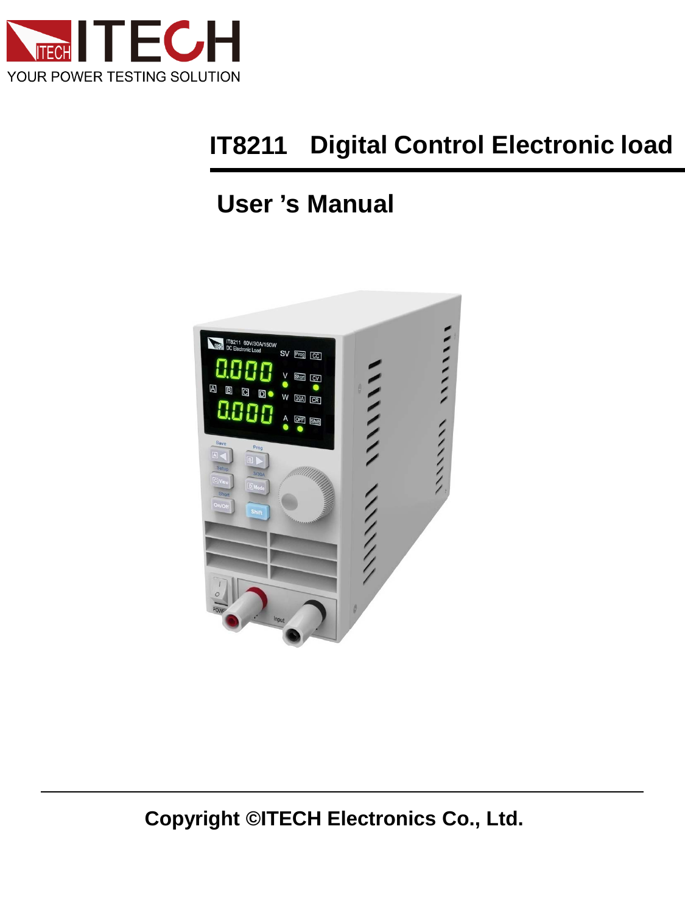ITECH

YOUR POWER TESTING SOLUTION

# IT8211 Digital Control Electronic load

## User 's Manual

**Copyright ©ITECH Electronics Co., Ltd.**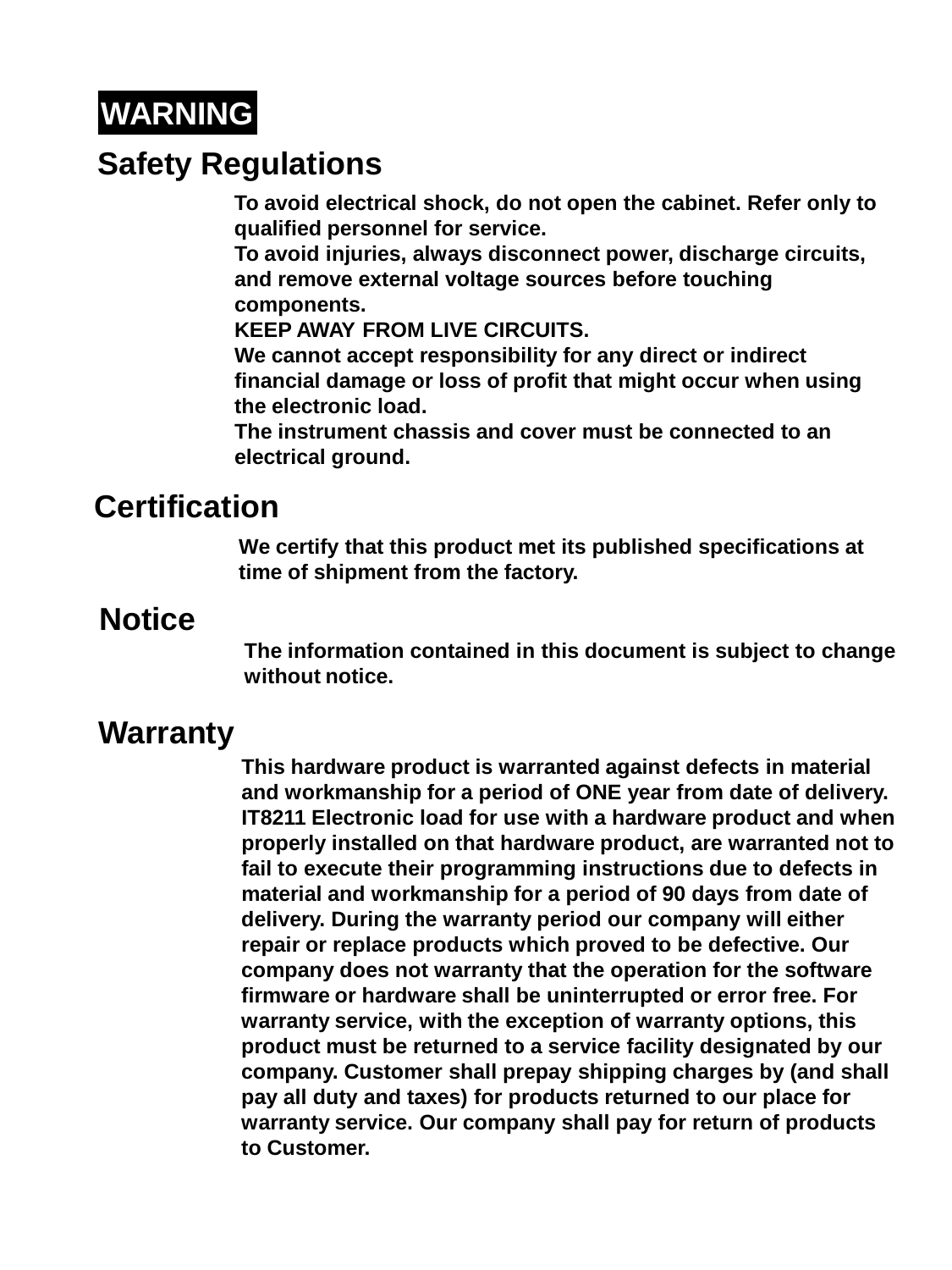**WARNING**

## Safety Regulations

To avoid electrical shock, do not open the cabinet. Refer only to qualified personnel for service.
To avoid injuries, always disconnect power, discharge circuits, and remove external voltage sources before touching components.
KEEP AWAY FROM LIVE CIRCUITS.
We cannot accept responsibility for any direct or indirect financial damage or loss of profit that might occur when using the electronic load.
The instrument chassis and cover must be connected to an electrical ground.

## Certification

We certify that this product met its published specifications at time of shipment from the factory.

## Notice

The information contained in this document is subject to change without notice.

## Warranty

This hardware product is warranted against defects in material and workmanship for a period of ONE year from date of delivery. IT8211 Electronic load for use with a hardware product and when properly installed on that hardware product, are warranted not to fail to execute their programming instructions due to defects in material and workmanship for a period of 90 days from date of delivery. During the warranty period our company will either repair or replace products which proved to be defective. Our company does not warranty that the operation for the software firmware or hardware shall be uninterrupted or error free. For warranty service, with the exception of warranty options, this product must be returned to a service facility designated by our company. Customer shall prepay shipping charges by (and shall pay all duty and taxes) for products returned to our place for warranty service. Our company shall pay for return of products to Customer.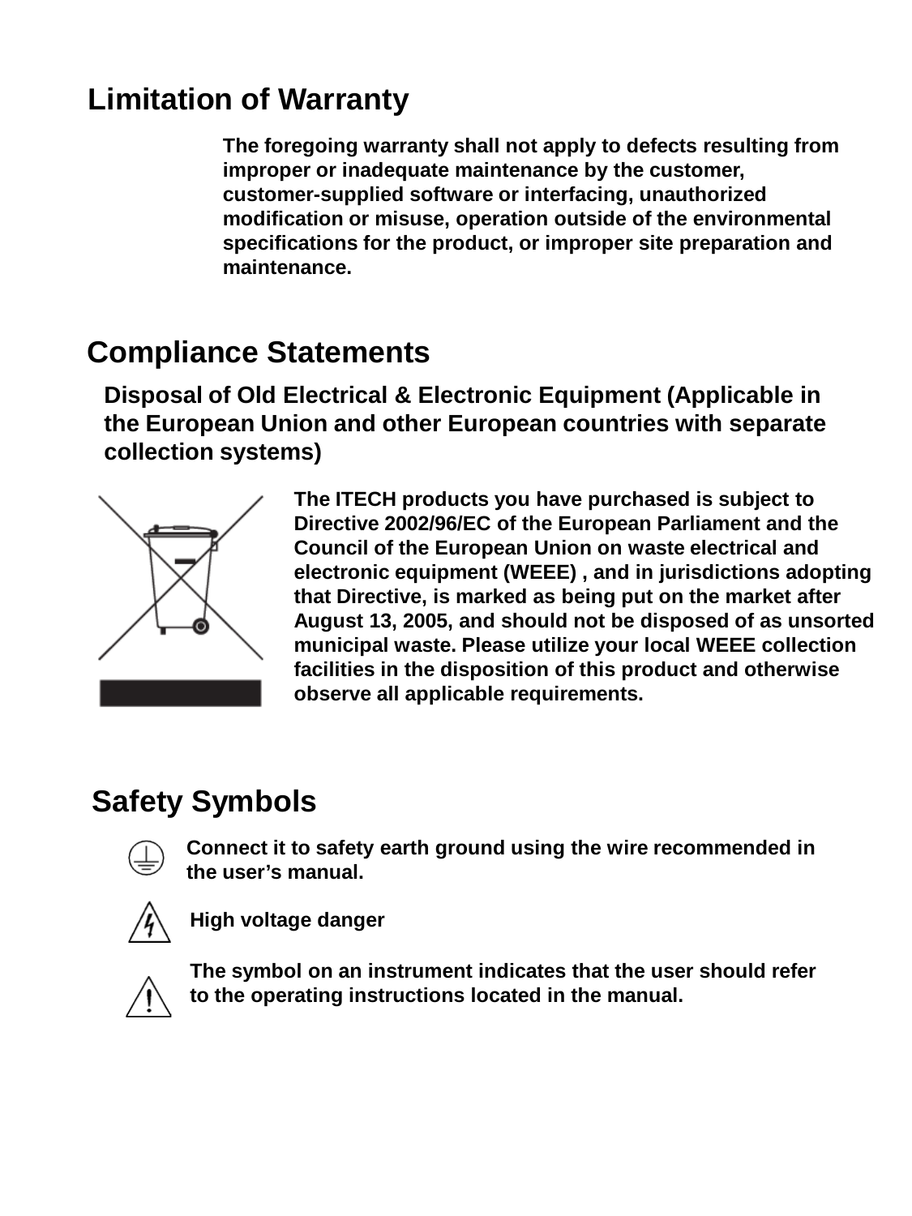## Limitation of Warranty

The foregoing warranty shall not apply to defects resulting from improper or inadequate maintenance by the customer, customer-supplied software or interfacing, unauthorized modification or misuse, operation outside of the environmental specifications for the product, or improper site preparation and maintenance.

## Compliance Statements

### Disposal of Old Electrical & Electronic Equipment (Applicable in the European Union and other European countries with separate collection systems)

The ITECH products you have purchased is subject to Directive 2002/96/EC of the European Parliament and the Council of the European Union on waste electrical and electronic equipment (WEEE) , and in jurisdictions adopting that Directive, is marked as being put on the market after August 13, 2005, and should not be disposed of as unsorted municipal waste. Please utilize your local WEEE collection facilities in the disposition of this product and otherwise observe all applicable requirements.

## Safety Symbols

Connect it to safety earth ground using the wire recommended in the user's manual.

High voltage danger

The symbol on an instrument indicates that the user should refer to the operating instructions located in the manual.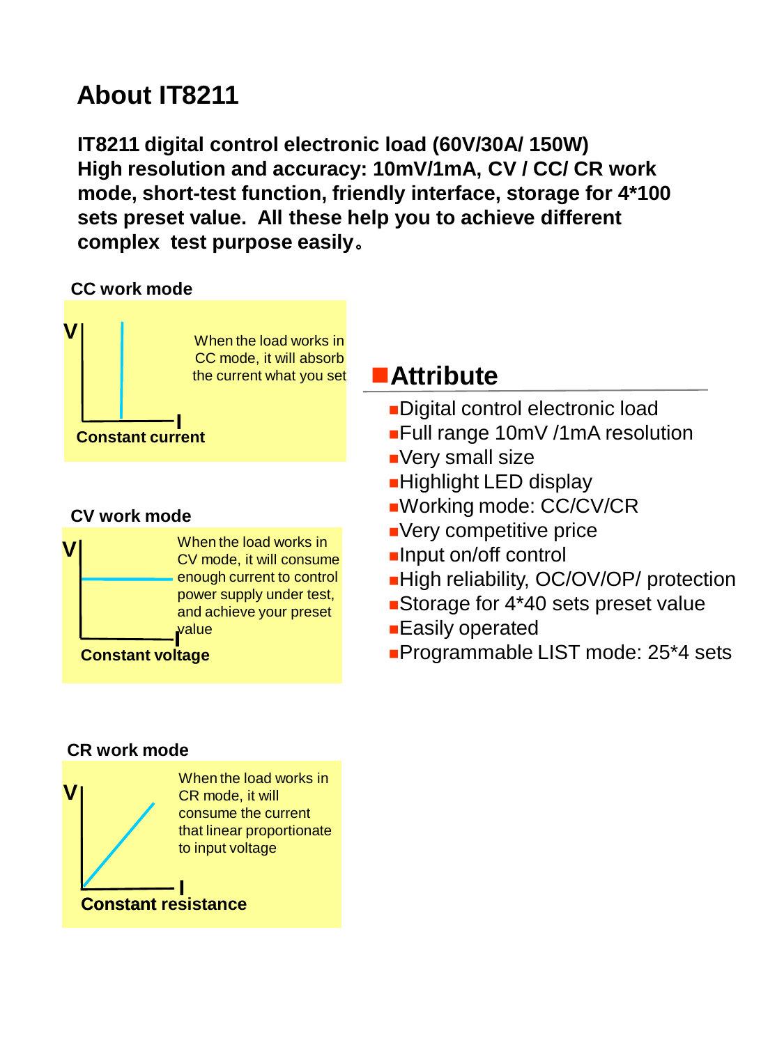# About IT8211

**IT8211 digital control electronic load (60V/30A/ 150W)**
**High resolution and accuracy: 10mV/1mA, CV / CC/ CR work mode, short-test function, friendly interface, storage for 4*100 sets preset value. All these help you to achieve different complex test purpose easily。**

### CC work mode

When the load works in CC mode, it will absorb the current what you set

**Constant current**

### CV work mode

When the load works in CV mode, it will consume enough current to control power supply under test, and achieve your preset value

**Constant voltage**

### CR work mode

When the load works in CR mode, it will consume the current that linear proportionate to input voltage

**Constant resistance**

## Attribute

- Digital control electronic load
- Full range 10mV /1mA resolution
- Very small size
- Highlight LED display
- Working mode: CC/CV/CR
- Very competitive price
- Input on/off control
- High reliability, OC/OV/OP/ protection
- Storage for 4*40 sets preset value
- Easily operated
- Programmable LIST mode: 25*4 sets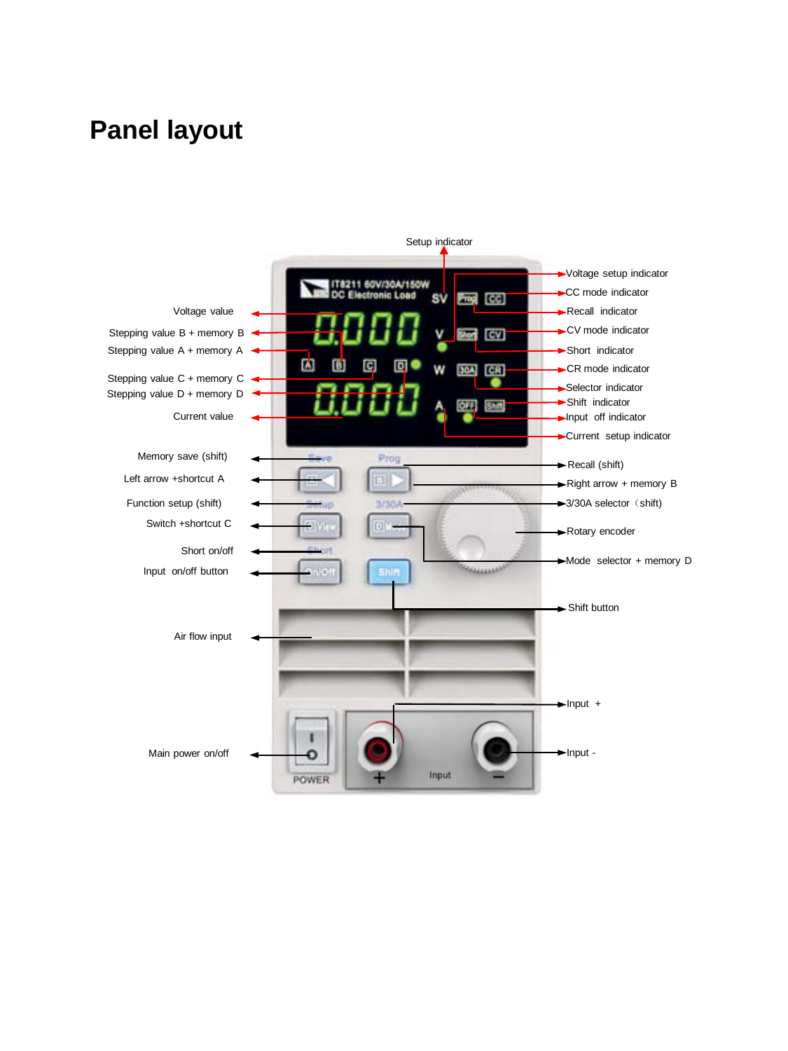# Panel layout

Setup indicator

Voltage value

Stepping value B + memory B

Stepping value A + memory A

Stepping value C + memory C

Stepping value D + memory D

Current value

Voltage setup indicator

CC mode indicator

Recall indicator

CV mode indicator

Short indicator

CR mode indicator

Selector indicator

Shift indicator

Input off indicator

Current setup indicator

Memory save (shift)

Left arrow +shortcut A

Function setup (shift)

Switch +shortcut C

Short on/off

Input on/off button

Recall (shift)

Right arrow + memory B

3/30A selector（shift)

Rotary encoder

Mode selector + memory D

Shift button

Air flow input

Main power on/off

Input +

Input -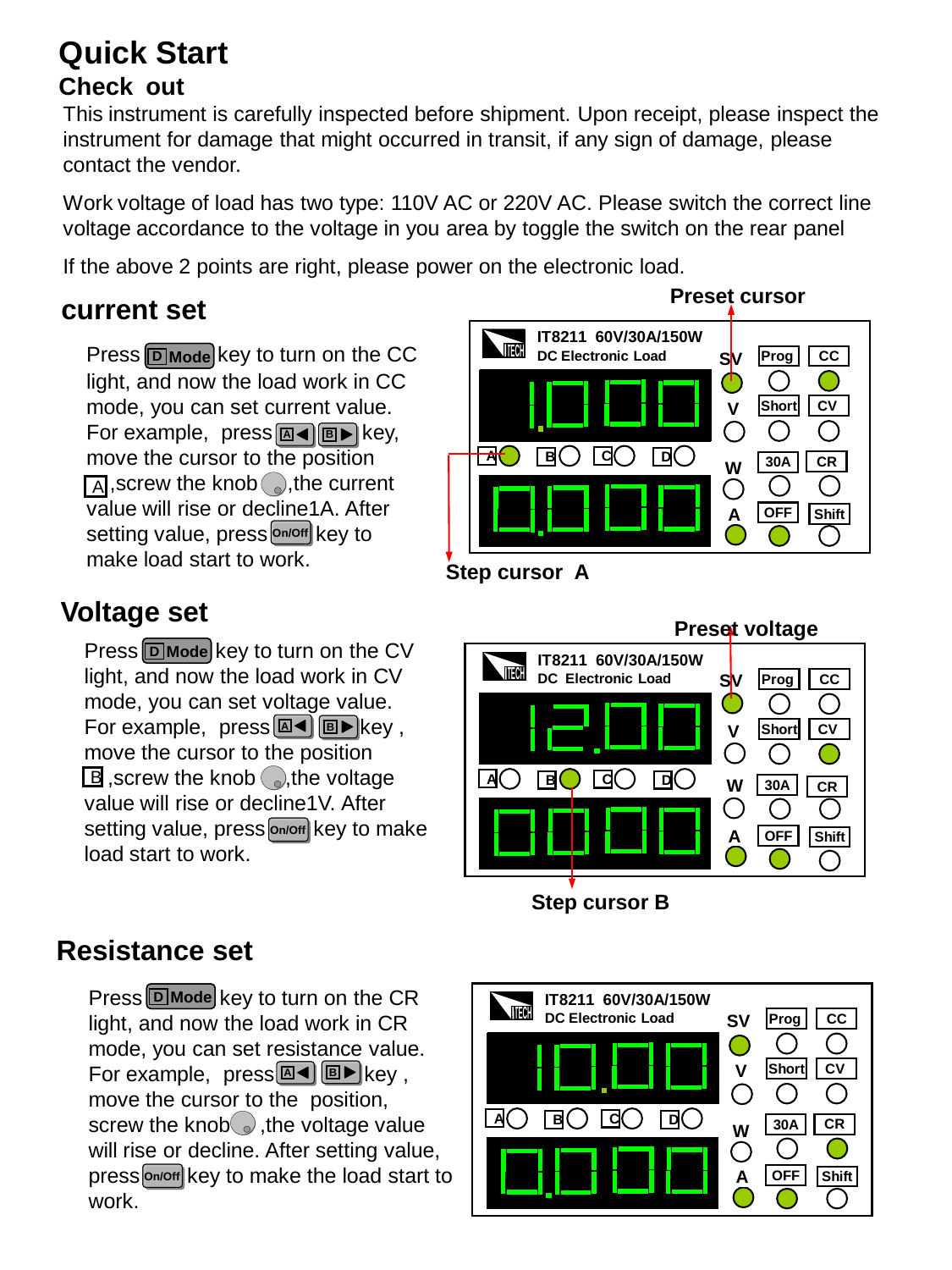# Quick Start

## Check out

This instrument is carefully inspected before shipment. Upon receipt, please inspect the instrument for damage that might occurred in transit, if any sign of damage, please contact the vendor.

Work voltage of load has two type: 110V AC or 220V AC. Please switch the correct line voltage accordance to the voltage in you area by toggle the switch on the rear panel

If the above 2 points are right, please power on the electronic load.

## current set

Press [D Mode] key to turn on the CC light, and now the load work in CC mode, you can set current value. For example, press [A◀] [B▶] key, move the cursor to the position [A], screw the knob, the current value will rise or decline1A. After setting value, press [On/Off] key to make load start to work.

Preset cursor

IT8211 60V/30A/150W DC Electronic Load

Step cursor A

## Voltage set

Press [D Mode] key to turn on the CV light, and now the load work in CV mode, you can set voltage value. For example, press [A◀] [B▶] key , move the cursor to the position [B], screw the knob, the voltage value will rise or decline1V. After setting value, press [On/Off] key to make load start to work.

Preset voltage

IT8211 60V/30A/150W DC Electronic Load

Step cursor B

## Resistance set

Press [D Mode] key to turn on the CR light, and now the load work in CR mode, you can set resistance value. For example, press [A◀] [B▶] key , move the cursor to the position, screw the knob, the voltage value will rise or decline. After setting value, press [On/Off] key to make the load start to work.

IT8211 60V/30A/150W DC Electronic Load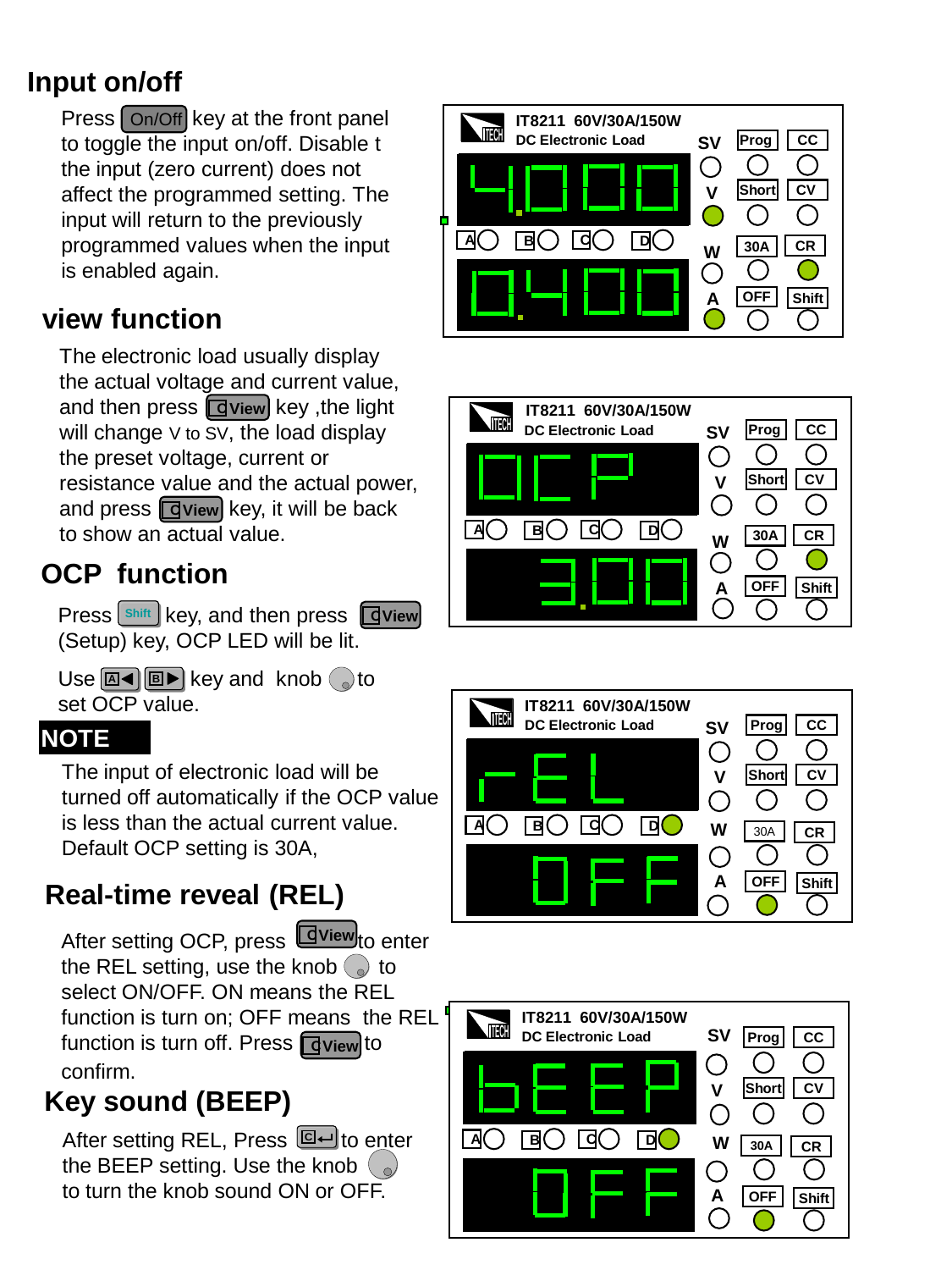## Input on/off

Press On/Off key at the front panel to toggle the input on/off. Disable t the input (zero current) does not affect the programmed setting. The input will return to the previously programmed values when the input is enabled again.

## view function

The electronic load usually display the actual voltage and current value, and then press View key ,the light will change V to SV, the load display the preset voltage, current or resistance value and the actual power, and press View key, it will be back to show an actual value.

## OCP function

Press Shift key, and then press View (Setup) key, OCP LED will be lit.

Use A◀ B▶ key and knob to set OCP value.

**NOTE**

The input of electronic load will be turned off automatically if the OCP value is less than the actual current value. Default OCP setting is 30A,

## Real-time reveal (REL)

After setting OCP, press View to enter the REL setting, use the knob to select ON/OFF. ON means the REL function is turn on; OFF means the REL function is turn off. Press View to confirm.

## Key sound (BEEP)

After setting REL, Press C↵ to enter the BEEP setting. Use the knob to turn the knob sound ON or OFF.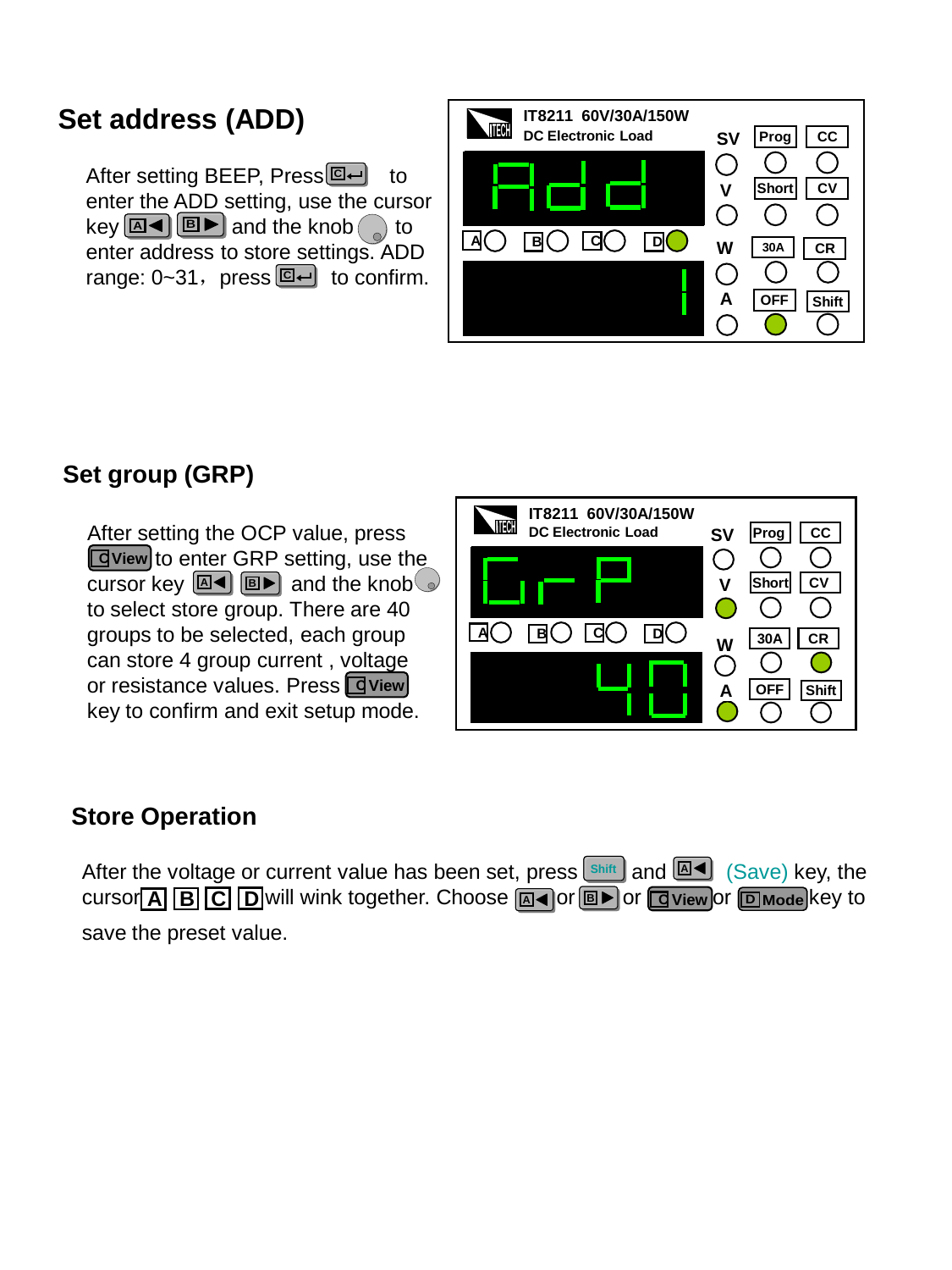## Set address (ADD)

After setting BEEP, Press [C ↵] to enter the ADD setting, use the cursor key [A ◀] [B ▶] and the knob to enter address to store settings. ADD range: 0~31, press [C ↵] to confirm.

## Set group (GRP)

After setting the OCP value, press [C View] to enter GRP setting, use the cursor key [A ◀] [B ▶] and the knob to select store group. There are 40 groups to be selected, each group can store 4 group current , voltage or resistance values. Press [C View] key to confirm and exit setup mode.

## Store Operation

After the voltage or current value has been set, press [Shift] and [A ◀] (Save) key, the cursor [A] [B] [C] [D] will wink together. Choose [A ◀] or [B ▶] or [C View] or [D Mode] key to save the preset value.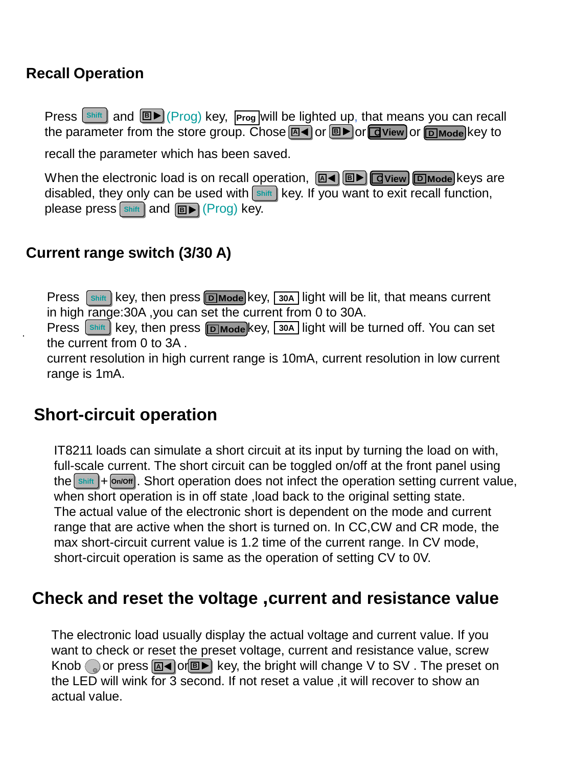## Recall Operation

Press Shift and B▶ (Prog) key, Prog will be lighted up, that means you can recall the parameter from the store group. Chose A◀ or B▶ or C View or D Mode key to recall the parameter which has been saved.

When the electronic load is on recall operation, A◀ B▶ C View D Mode keys are disabled, they only can be used with Shift key. If you want to exit recall function, please press Shift and B▶ (Prog) key.

## Current range switch (3/30 A)

Press Shift key, then press D Mode key, 30A light will be lit, that means current in high range:30A ,you can set the current from 0 to 30A.
Press Shift key, then press D Mode key, 30A light will be turned off. You can set the current from 0 to 3A .
current resolution in high current range is 10mA, current resolution in low current range is 1mA.

## Short-circuit operation

IT8211 loads can simulate a short circuit at its input by turning the load on with, full-scale current. The short circuit can be toggled on/off at the front panel using the Shift + On/Off. Short operation does not infect the operation setting current value, when short operation is in off state ,load back to the original setting state.
The actual value of the electronic short is dependent on the mode and current range that are active when the short is turned on. In CC,CW and CR mode, the max short-circuit current value is 1.2 time of the current range. In CV mode, short-circuit operation is same as the operation of setting CV to 0V.

## Check and reset the voltage ,current and resistance value

The electronic load usually display the actual voltage and current value. If you want to check or reset the preset voltage, current and resistance value, screw Knob or press A◀ or B▶ key, the bright will change V to SV . The preset on the LED will wink for 3 second. If not reset a value ,it will recover to show an actual value.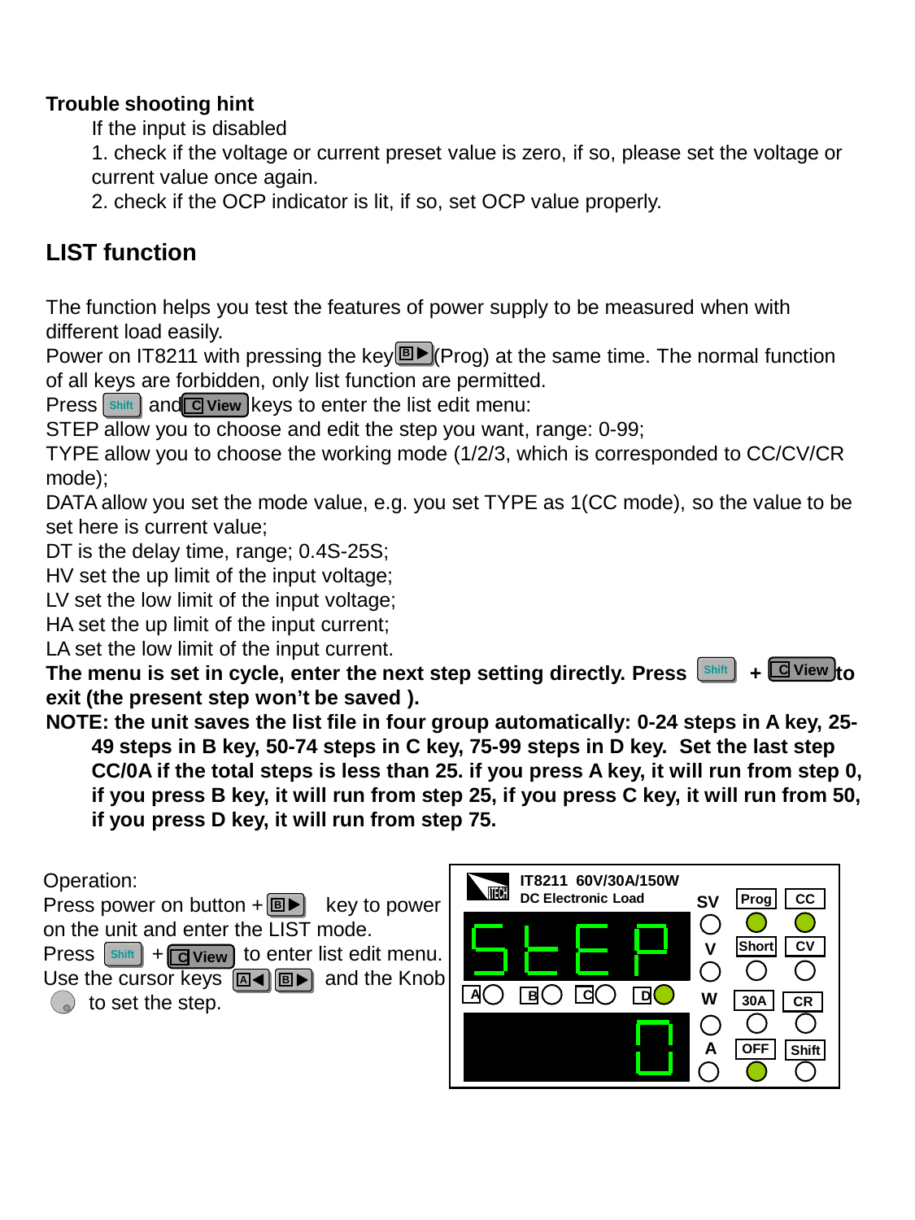**Trouble shooting hint**

If the input is disabled

1. check if the voltage or current preset value is zero, if so, please set the voltage or current value once again.
2. check if the OCP indicator is lit, if so, set OCP value properly.

## LIST function

The function helps you test the features of power supply to be measured when with different load easily.

Power on IT8211 with pressing the key B▶(Prog) at the same time. The normal function of all keys are forbidden, only list function are permitted.

Press Shift and C View keys to enter the list edit menu:

STEP allow you to choose and edit the step you want, range: 0-99;

TYPE allow you to choose the working mode (1/2/3, which is corresponded to CC/CV/CR mode);

DATA allow you set the mode value, e.g. you set TYPE as 1(CC mode), so the value to be set here is current value;

DT is the delay time, range; 0.4S-25S;

HV set the up limit of the input voltage;

LV set the low limit of the input voltage;

HA set the up limit of the input current;

LA set the low limit of the input current.

**The menu is set in cycle, enter the next step setting directly. Press Shift + C View to exit (the present step won't be saved ).**

**NOTE: the unit saves the list file in four group automatically: 0-24 steps in A key, 25-49 steps in B key, 50-74 steps in C key, 75-99 steps in D key. Set the last step CC/0A if the total steps is less than 25. if you press A key, it will run from step 0, if you press B key, it will run from step 25, if you press C key, it will run from 50, if you press D key, it will run from step 75.**

Operation:

Press power on button + B▶ key to power on the unit and enter the LIST mode.

Press Shift + C View to enter list edit menu.

Use the cursor keys A◀ B▶ and the Knob to set the step.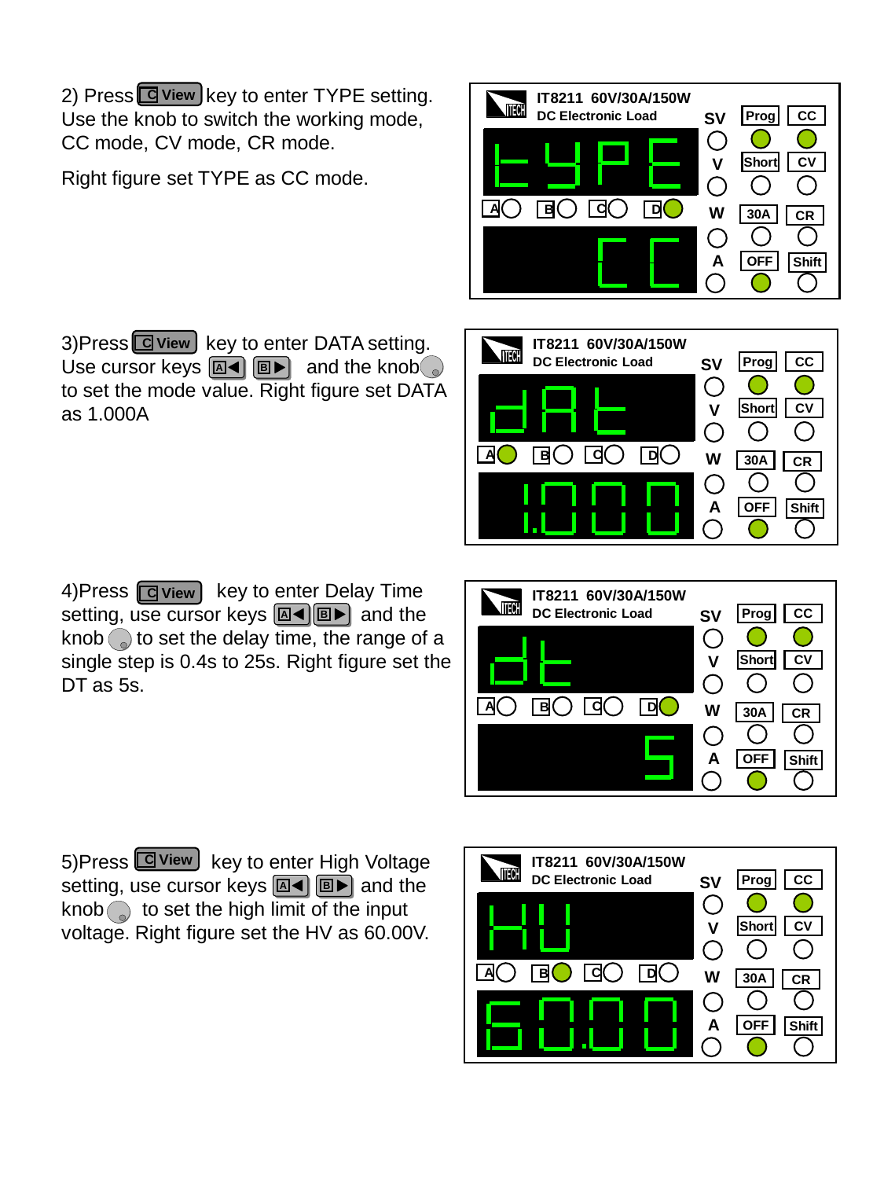2) Press C View key to enter TYPE setting. Use the knob to switch the working mode, CC mode, CV mode, CR mode.

Right figure set TYPE as CC mode.

3)Press C View key to enter DATA setting. Use cursor keys A◀ B▶ and the knob to set the mode value. Right figure set DATA as 1.000A

4)Press C View key to enter Delay Time setting, use cursor keys A◀ B▶ and the knob to set the delay time, the range of a single step is 0.4s to 25s. Right figure set the DT as 5s.

5)Press C View key to enter High Voltage setting, use cursor keys A◀ B▶ and the knob to set the high limit of the input voltage. Right figure set the HV as 60.00V.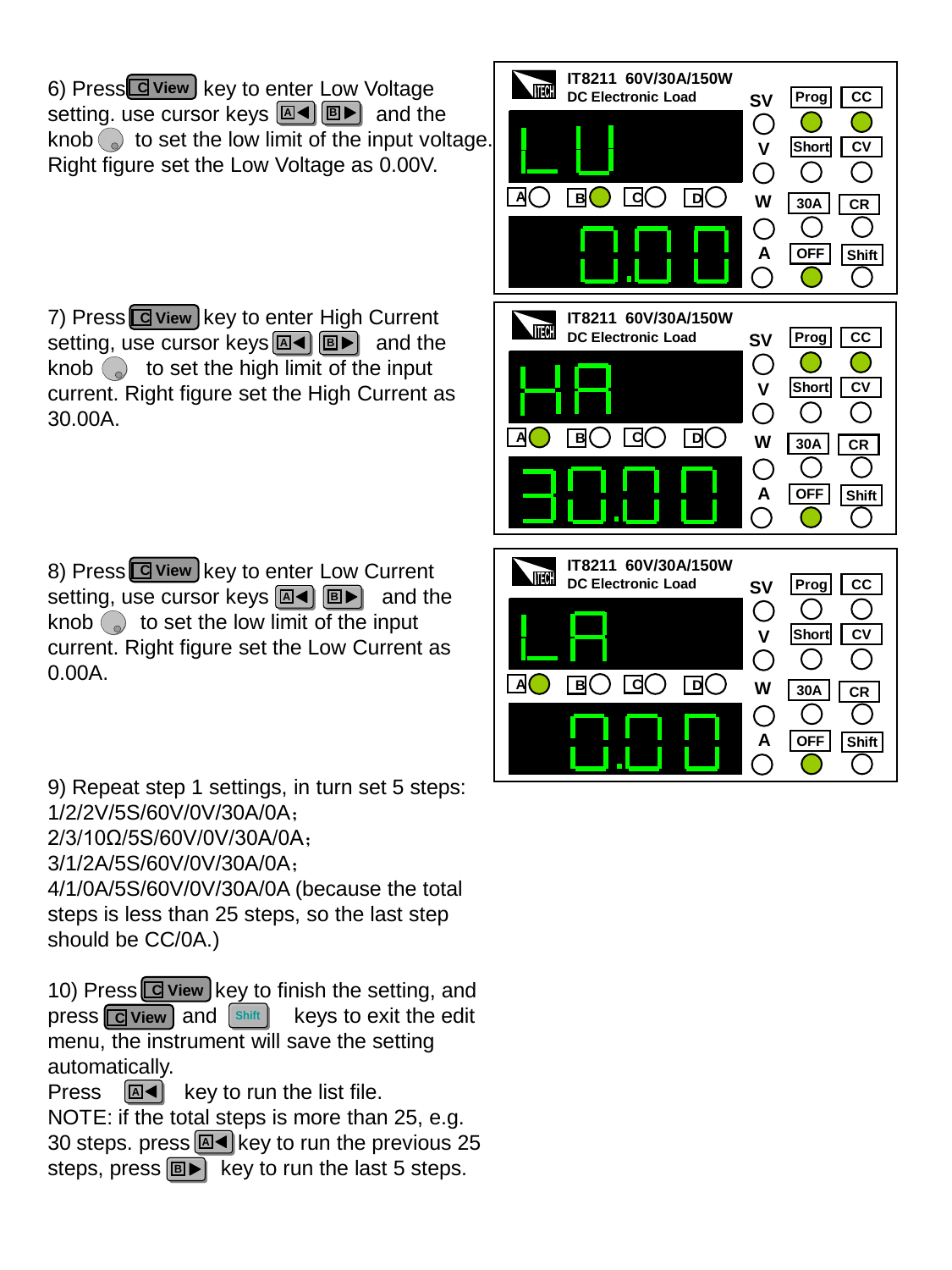6) Press C View key to enter Low Voltage setting. use cursor keys A◀ B▶ and the knob to set the low limit of the input voltage. Right figure set the Low Voltage as 0.00V.

7) Press C View key to enter High Current setting, use cursor keys A◀ B▶ and the knob to set the high limit of the input current. Right figure set the High Current as 30.00A.

8) Press C View key to enter Low Current setting, use cursor keys A◀ B▶ and the knob to set the low limit of the input current. Right figure set the Low Current as 0.00A.

9) Repeat step 1 settings, in turn set 5 steps:
1/2/2V/5S/60V/0V/30A/0A;
2/3/10Ω/5S/60V/0V/30A/0A;
3/1/2A/5S/60V/0V/30A/0A;
4/1/0A/5S/60V/0V/30A/0A (because the total steps is less than 25 steps, so the last step should be CC/0A.)

10) Press C View key to finish the setting, and press C View and Shift keys to exit the edit menu, the instrument will save the setting automatically.
Press A◀ key to run the list file.
NOTE: if the total steps is more than 25, e.g. 30 steps. press A◀ key to run the previous 25 steps, press B▶ key to run the last 5 steps.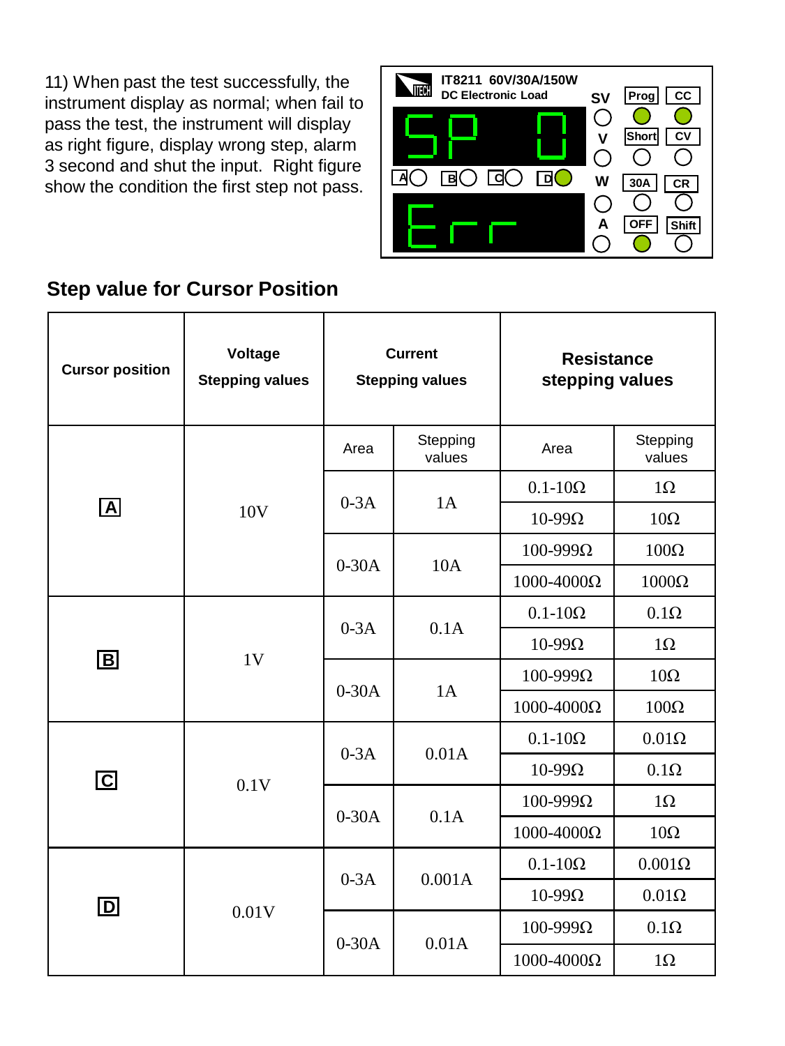11) When past the test successfully, the instrument display as normal; when fail to pass the test, the instrument will display as right figure, display wrong step, alarm 3 second and shut the input. Right figure show the condition the first step not pass.

IT8211 60V/30A/150W
DC Electronic Load

SP 0

Err

## Step value for Cursor Position

| Cursor position | Voltage Stepping values | Current Stepping values | | Resistance stepping values | |
|---|---|---|---|---|---|
| | | Area | Stepping values | Area | Stepping values |
| A | 10V | 0-3A | 1A | 0.1-10Ω | 1Ω |
| | | | | 10-99Ω | 10Ω |
| | | 0-30A | 10A | 100-999Ω | 100Ω |
| | | | | 1000-4000Ω | 1000Ω |
| B | 1V | 0-3A | 0.1A | 0.1-10Ω | 0.1Ω |
| | | | | 10-99Ω | 1Ω |
| | | 0-30A | 1A | 100-999Ω | 10Ω |
| | | | | 1000-4000Ω | 100Ω |
| C | 0.1V | 0-3A | 0.01A | 0.1-10Ω | 0.01Ω |
| | | | | 10-99Ω | 0.1Ω |
| | | 0-30A | 0.1A | 100-999Ω | 1Ω |
| | | | | 1000-4000Ω | 10Ω |
| D | 0.01V | 0-3A | 0.001A | 0.1-10Ω | 0.001Ω |
| | | | | 10-99Ω | 0.01Ω |
| | | 0-30A | 0.01A | 100-999Ω | 0.1Ω |
| | | | | 1000-4000Ω | 1Ω |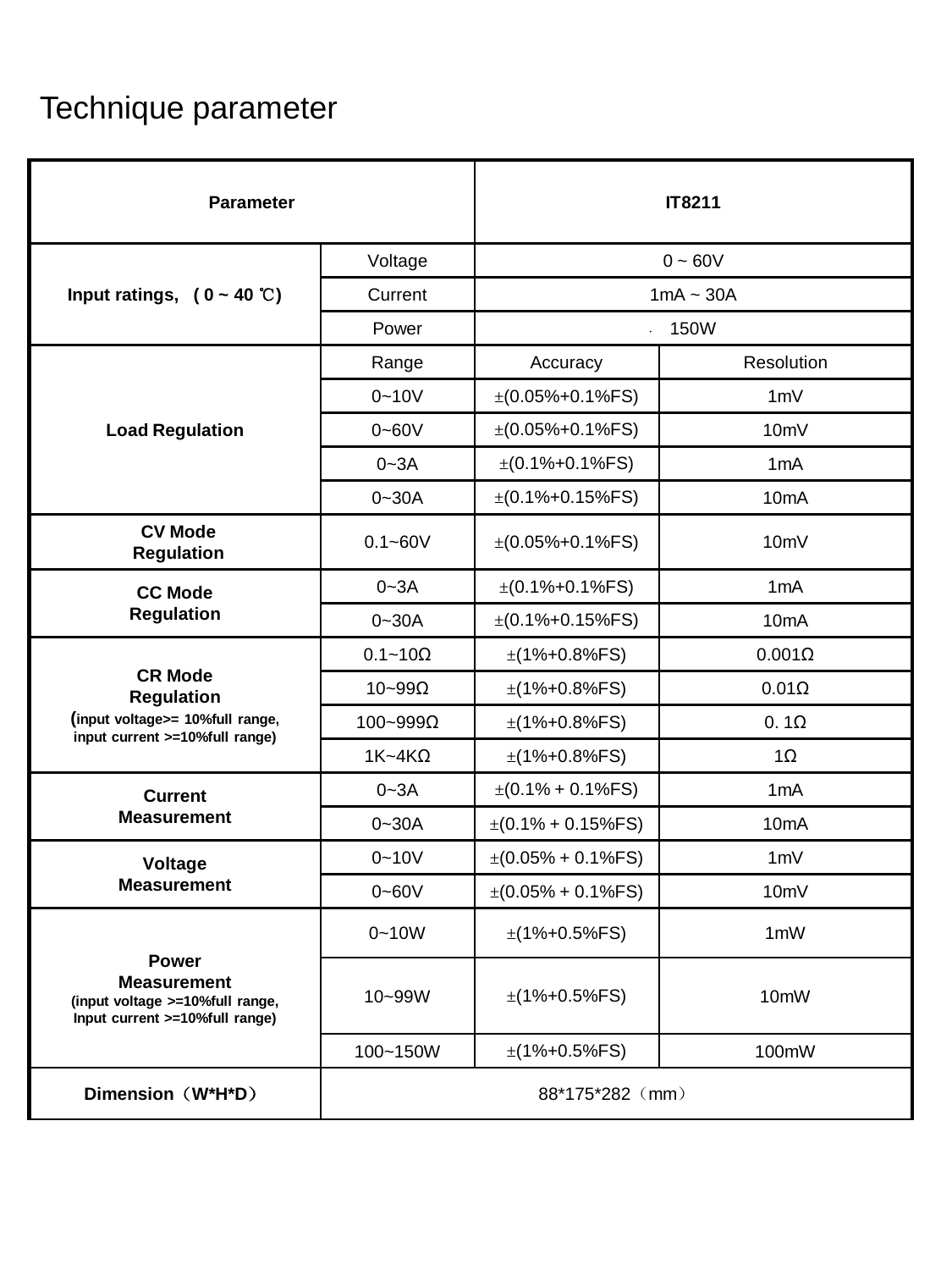# Technique parameter

| Parameter | | IT8211 | |
|---|---|---|---|
| Input ratings, ( 0 ~ 40 ℃) | Voltage | 0 ~ 60V | |
| | Current | 1mA ~ 30A | |
| | Power | 150W | |
| Load Regulation | Range | Accuracy | Resolution |
| | 0~10V | ±(0.05%+0.1%FS) | 1mV |
| | 0~60V | ±(0.05%+0.1%FS) | 10mV |
| | 0~3A | ±(0.1%+0.1%FS) | 1mA |
| | 0~30A | ±(0.1%+0.15%FS) | 10mA |
| CV Mode Regulation | 0.1~60V | ±(0.05%+0.1%FS) | 10mV |
| CC Mode Regulation | 0~3A | ±(0.1%+0.1%FS) | 1mA |
| | 0~30A | ±(0.1%+0.15%FS) | 10mA |
| CR Mode Regulation (input voltage>= 10%full range, input current >=10%full range) | 0.1~10Ω | ±(1%+0.8%FS) | 0.001Ω |
| | 10~99Ω | ±(1%+0.8%FS) | 0.01Ω |
| | 100~999Ω | ±(1%+0.8%FS) | 0. 1Ω |
| | 1K~4KΩ | ±(1%+0.8%FS) | 1Ω |
| Current Measurement | 0~3A | ±(0.1% + 0.1%FS) | 1mA |
| | 0~30A | ±(0.1% + 0.15%FS) | 10mA |
| Voltage Measurement | 0~10V | ±(0.05% + 0.1%FS) | 1mV |
| | 0~60V | ±(0.05% + 0.1%FS) | 10mV |
| Power Measurement (input voltage >=10%full range, Input current >=10%full range) | 0~10W | ±(1%+0.5%FS) | 1mW |
| | 10~99W | ±(1%+0.5%FS) | 10mW |
| | 100~150W | ±(1%+0.5%FS) | 100mW |
| Dimension（W*H*D） | 88*175*282（mm） | | |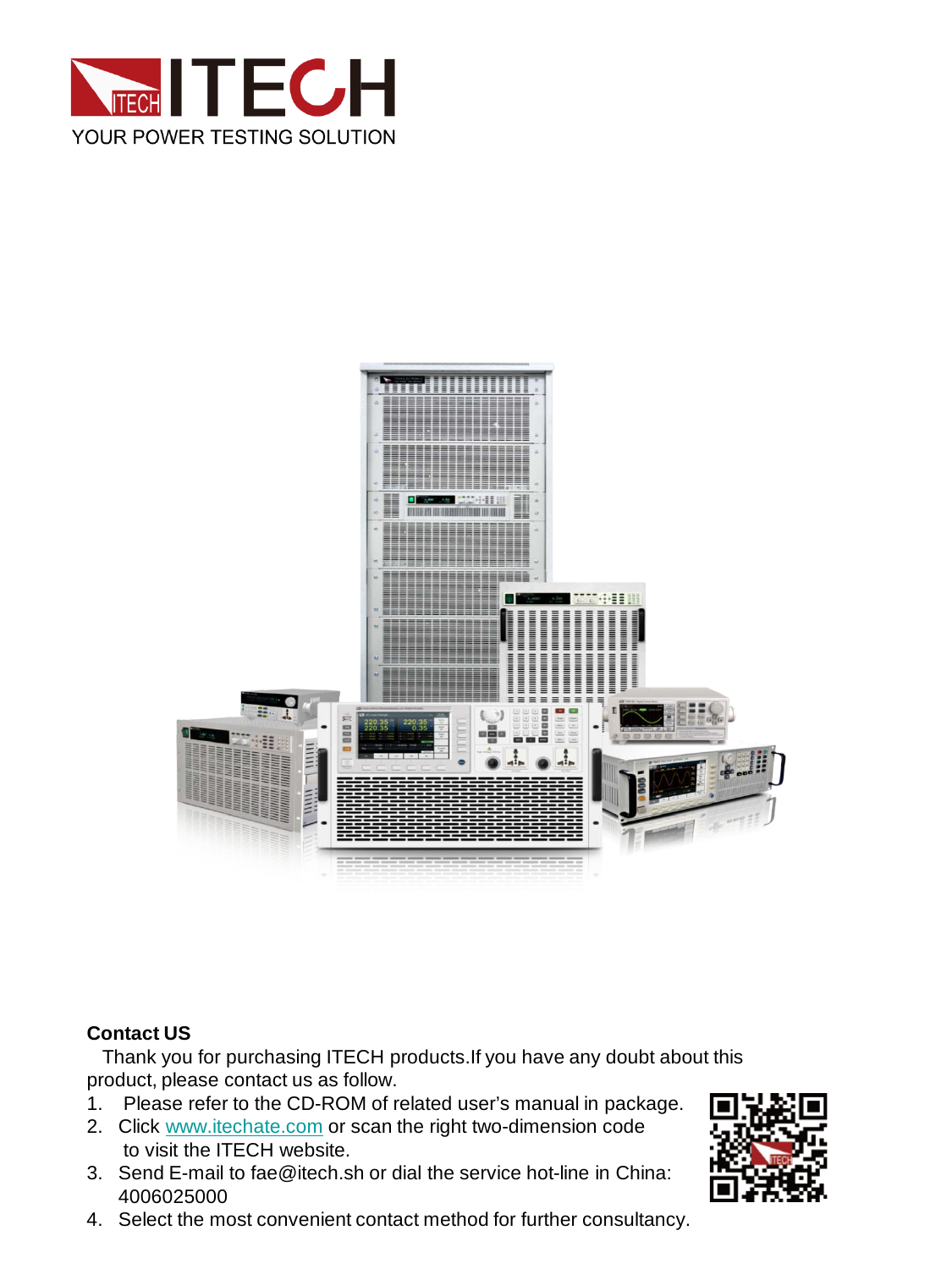ITECH

YOUR POWER TESTING SOLUTION

**Contact US**

Thank you for purchasing ITECH products.If you have any doubt about this product, please contact us as follow.

1. Please refer to the CD-ROM of related user's manual in package.
2. Click www.itechate.com or scan the right two-dimension code to visit the ITECH website.
3. Send E-mail to fae@itech.sh or dial the service hot-line in China: 4006025000
4. Select the most convenient contact method for further consultancy.